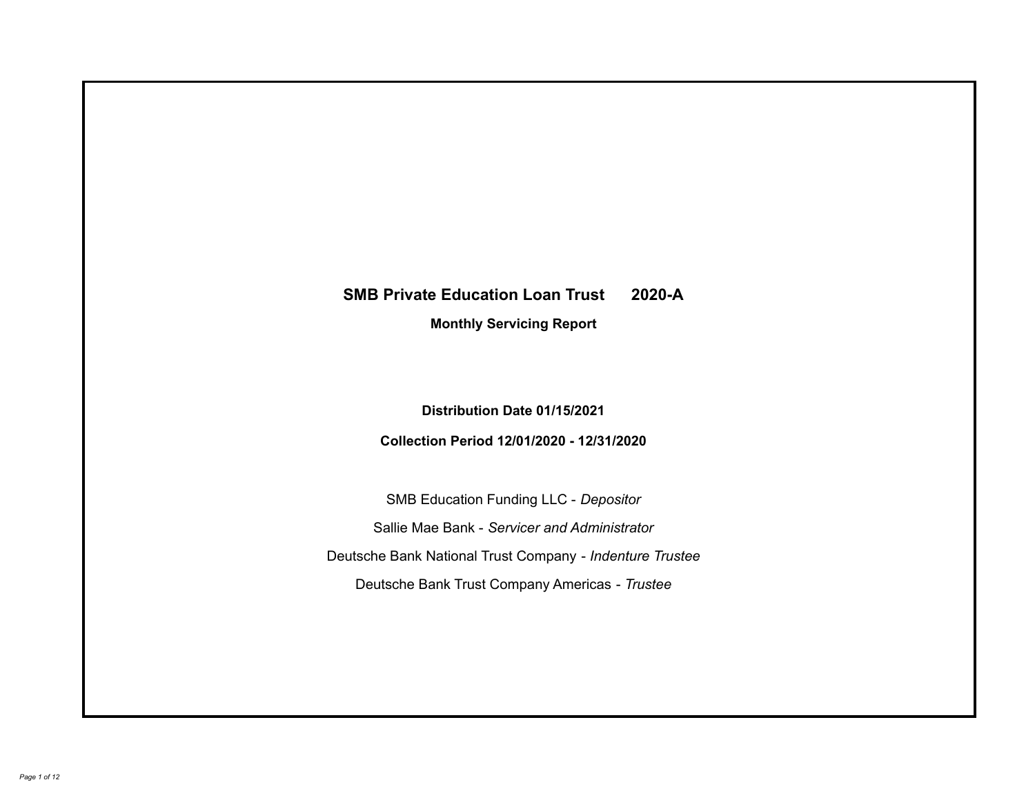# SMB Private Education Loan Trust 2020-A

## Monthly Servicing Report

**Distribution Date 01/15/2021**

**Collection Period 12/01/2020 - 12/31/2020**

SMB Education Funding LLC - *Depositor*

Sallie Mae Bank - *Servicer and Administrator*

Deutsche Bank National Trust Company - *Indenture Trustee*

Deutsche Bank Trust Company Americas - *Trustee*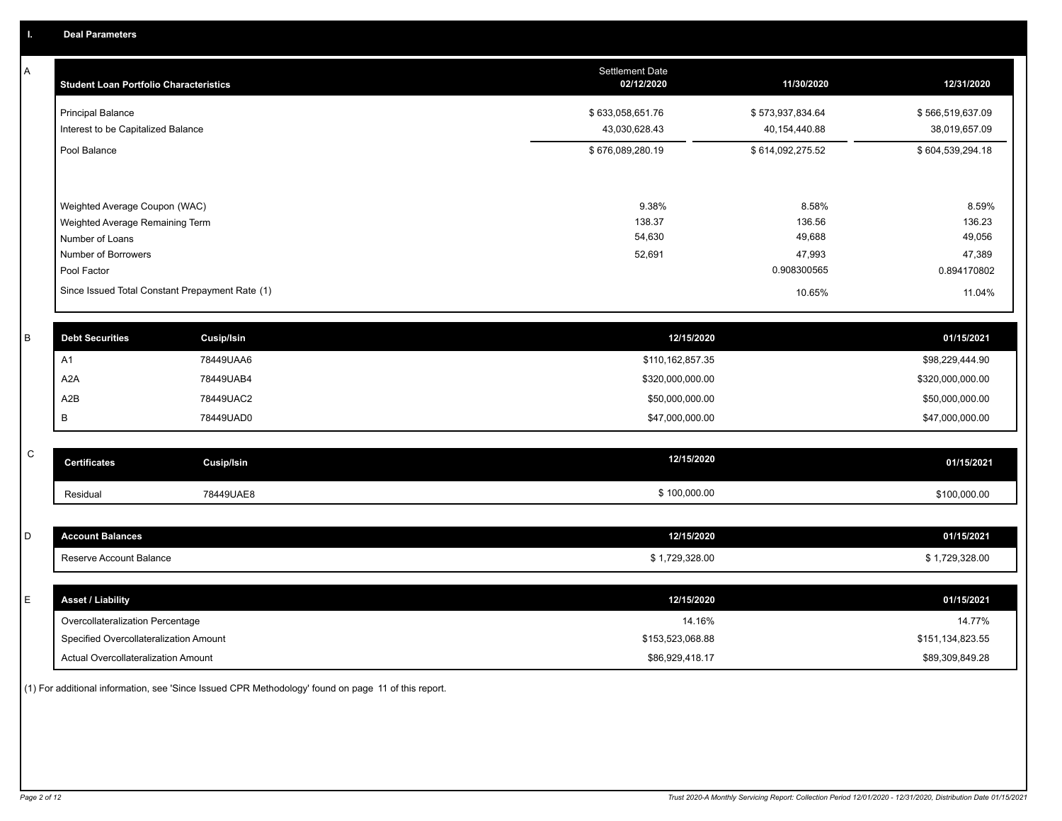# I. Deal Parameters

## A

| Student Loan Portfolio Characteristics | Settlement Date 02/12/2020 | 11/30/2020 | 12/31/2020 |
|---|---|---|---|
| Principal Balance | $ 633,058,651.76 | $ 573,937,834.64 | $ 566,519,637.09 |
| Interest to be Capitalized Balance | 43,030,628.43 | 40,154,440.88 | 38,019,657.09 |
| Pool Balance | $ 676,089,280.19 | $ 614,092,275.52 | $ 604,539,294.18 |
| Weighted Average Coupon (WAC) | 9.38% | 8.58% | 8.59% |
| Weighted Average Remaining Term | 138.37 | 136.56 | 136.23 |
| Number of Loans | 54,630 | 49,688 | 49,056 |
| Number of Borrowers | 52,691 | 47,993 | 47,389 |
| Pool Factor | | 0.908300565 | 0.894170802 |
| Since Issued Total Constant Prepayment Rate (1) | | 10.65% | 11.04% |

## B

| Debt Securities | Cusip/Isin | 12/15/2020 | 01/15/2021 |
|---|---|---|---|
| A1 | 78449UAA6 | $110,162,857.35 | $98,229,444.90 |
| A2A | 78449UAB4 | $320,000,000.00 | $320,000,000.00 |
| A2B | 78449UAC2 | $50,000,000.00 | $50,000,000.00 |
| B | 78449UAD0 | $47,000,000.00 | $47,000,000.00 |

## C

| Certificates | Cusip/Isin | 12/15/2020 | 01/15/2021 |
|---|---|---|---|
| Residual | 78449UAE8 | $ 100,000.00 | $100,000.00 |

## D

| Account Balances | 12/15/2020 | 01/15/2021 |
|---|---|---|
| Reserve Account Balance | $ 1,729,328.00 | $ 1,729,328.00 |

## E

| Asset / Liability | 12/15/2020 | 01/15/2021 |
|---|---|---|
| Overcollateralization Percentage | 14.16% | 14.77% |
| Specified Overcollateralization Amount | $153,523,068.88 | $151,134,823.55 |
| Actual Overcollateralization Amount | $86,929,418.17 | $89,309,849.28 |

(1) For additional information, see 'Since Issued CPR Methodology' found on page 11 of this report.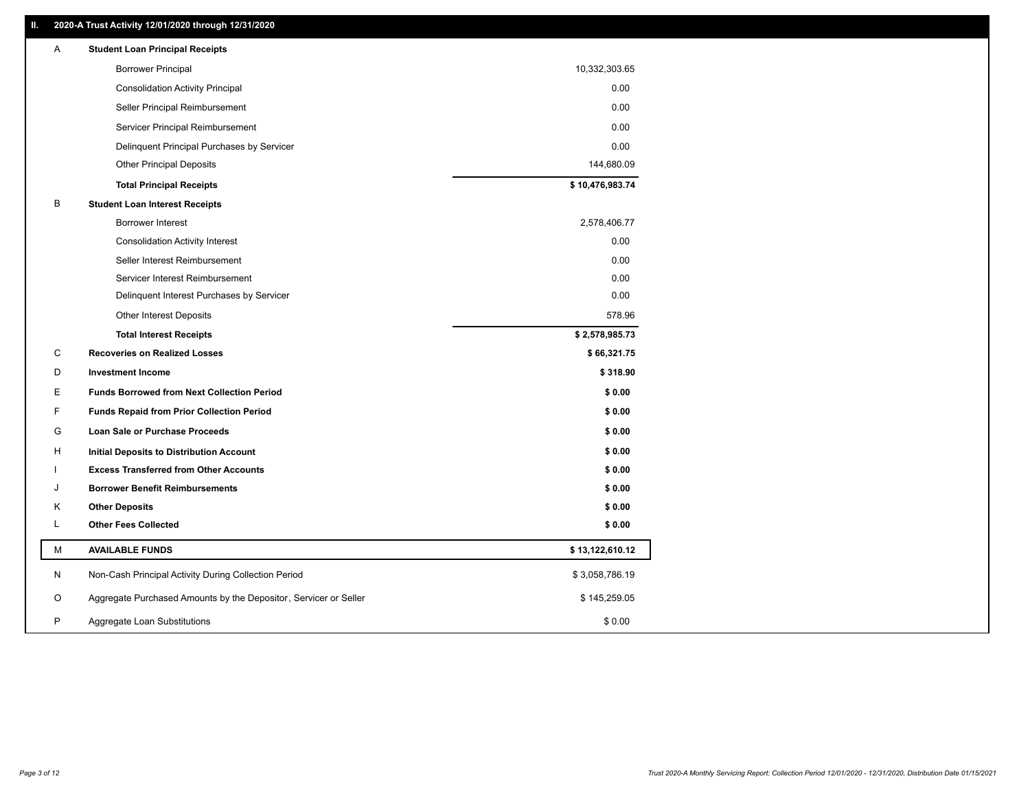## II. 2020-A Trust Activity 12/01/2020 through 12/31/2020

| | | |
|---|---|---|
| A | **Student Loan Principal Receipts** | |
| | Borrower Principal | 10,332,303.65 |
| | Consolidation Activity Principal | 0.00 |
| | Seller Principal Reimbursement | 0.00 |
| | Servicer Principal Reimbursement | 0.00 |
| | Delinquent Principal Purchases by Servicer | 0.00 |
| | Other Principal Deposits | 144,680.09 |
| | **Total Principal Receipts** | **$ 10,476,983.74** |
| B | **Student Loan Interest Receipts** | |
| | Borrower Interest | 2,578,406.77 |
| | Consolidation Activity Interest | 0.00 |
| | Seller Interest Reimbursement | 0.00 |
| | Servicer Interest Reimbursement | 0.00 |
| | Delinquent Interest Purchases by Servicer | 0.00 |
| | Other Interest Deposits | 578.96 |
| | **Total Interest Receipts** | **$ 2,578,985.73** |
| C | **Recoveries on Realized Losses** | **$ 66,321.75** |
| D | **Investment Income** | **$ 318.90** |
| E | **Funds Borrowed from Next Collection Period** | **$ 0.00** |
| F | **Funds Repaid from Prior Collection Period** | **$ 0.00** |
| G | **Loan Sale or Purchase Proceeds** | **$ 0.00** |
| H | **Initial Deposits to Distribution Account** | **$ 0.00** |
| I | **Excess Transferred from Other Accounts** | **$ 0.00** |
| J | **Borrower Benefit Reimbursements** | **$ 0.00** |
| K | **Other Deposits** | **$ 0.00** |
| L | **Other Fees Collected** | **$ 0.00** |
| M | **AVAILABLE FUNDS** | **$ 13,122,610.12** |
| N | Non-Cash Principal Activity During Collection Period | $ 3,058,786.19 |
| O | Aggregate Purchased Amounts by the Depositor, Servicer or Seller | $ 145,259.05 |
| P | Aggregate Loan Substitutions | $ 0.00 |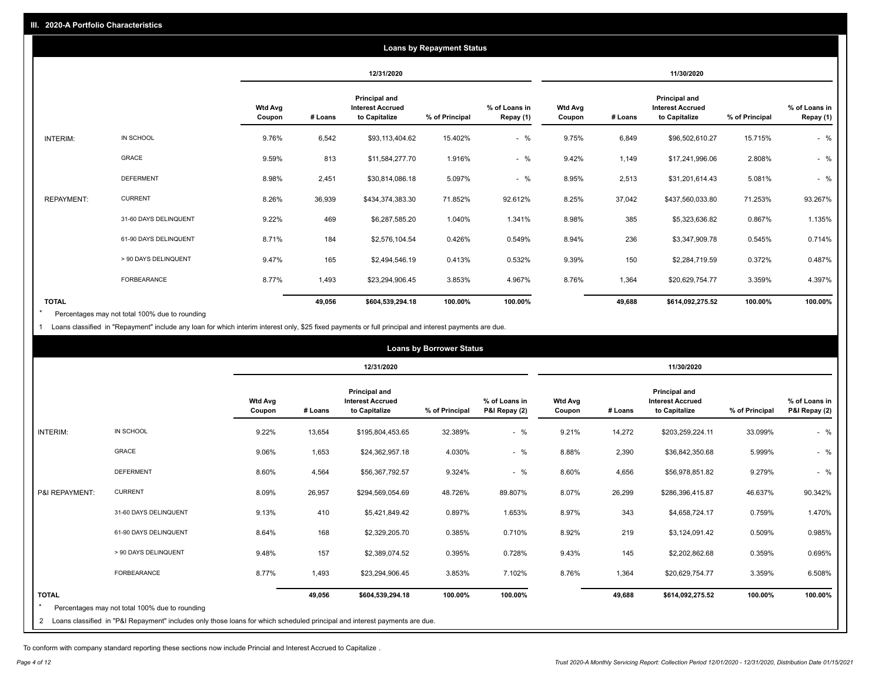## III. 2020-A Portfolio Characteristics

### Loans by Repayment Status

| | | 12/31/2020 | | | | | 11/30/2020 | | | | |
|---|---|---|---|---|---|---|---|---|---|---|---|
| | | Wtd Avg Coupon | # Loans | Principal and Interest Accrued to Capitalize | % of Principal | % of Loans in Repay (1) | Wtd Avg Coupon | # Loans | Principal and Interest Accrued to Capitalize | % of Principal | % of Loans in Repay (1) |
| INTERIM: | IN SCHOOL | 9.76% | 6,542 | $93,113,404.62 | 15.402% | - % | 9.75% | 6,849 | $96,502,610.27 | 15.715% | - % |
| | GRACE | 9.59% | 813 | $11,584,277.70 | 1.916% | - % | 9.42% | 1,149 | $17,241,996.06 | 2.808% | - % |
| | DEFERMENT | 8.98% | 2,451 | $30,814,086.18 | 5.097% | - % | 8.95% | 2,513 | $31,201,614.43 | 5.081% | - % |
| REPAYMENT: | CURRENT | 8.26% | 36,939 | $434,374,383.30 | 71.852% | 92.612% | 8.25% | 37,042 | $437,560,033.80 | 71.253% | 93.267% |
| | 31-60 DAYS DELINQUENT | 9.22% | 469 | $6,287,585.20 | 1.040% | 1.341% | 8.98% | 385 | $5,323,636.82 | 0.867% | 1.135% |
| | 61-90 DAYS DELINQUENT | 8.71% | 184 | $2,576,104.54 | 0.426% | 0.549% | 8.94% | 236 | $3,347,909.78 | 0.545% | 0.714% |
| | > 90 DAYS DELINQUENT | 9.47% | 165 | $2,494,546.19 | 0.413% | 0.532% | 9.39% | 150 | $2,284,719.59 | 0.372% | 0.487% |
| | FORBEARANCE | 8.77% | 1,493 | $23,294,906.45 | 3.853% | 4.967% | 8.76% | 1,364 | $20,629,754.77 | 3.359% | 4.397% |
| **TOTAL** | | | **49,056** | **$604,539,294.18** | **100.00%** | **100.00%** | | **49,688** | **$614,092,275.52** | **100.00%** | **100.00%** |

\* Percentages may not total 100% due to rounding

1 Loans classified in "Repayment" include any loan for which interim interest only, $25 fixed payments or full principal and interest payments are due.

### Loans by Borrower Status

| | | 12/31/2020 | | | | | 11/30/2020 | | | | |
|---|---|---|---|---|---|---|---|---|---|---|---|
| | | Wtd Avg Coupon | # Loans | Principal and Interest Accrued to Capitalize | % of Principal | % of Loans in P&I Repay (2) | Wtd Avg Coupon | # Loans | Principal and Interest Accrued to Capitalize | % of Principal | % of Loans in P&I Repay (2) |
| INTERIM: | IN SCHOOL | 9.22% | 13,654 | $195,804,453.65 | 32.389% | - % | 9.21% | 14,272 | $203,259,224.11 | 33.099% | - % |
| | GRACE | 9.06% | 1,653 | $24,362,957.18 | 4.030% | - % | 8.88% | 2,390 | $36,842,350.68 | 5.999% | - % |
| | DEFERMENT | 8.60% | 4,564 | $56,367,792.57 | 9.324% | - % | 8.60% | 4,656 | $56,978,851.82 | 9.279% | - % |
| P&I REPAYMENT: | CURRENT | 8.09% | 26,957 | $294,569,054.69 | 48.726% | 89.807% | 8.07% | 26,299 | $286,396,415.87 | 46.637% | 90.342% |
| | 31-60 DAYS DELINQUENT | 9.13% | 410 | $5,421,849.42 | 0.897% | 1.653% | 8.97% | 343 | $4,658,724.17 | 0.759% | 1.470% |
| | 61-90 DAYS DELINQUENT | 8.64% | 168 | $2,329,205.70 | 0.385% | 0.710% | 8.92% | 219 | $3,124,091.42 | 0.509% | 0.985% |
| | > 90 DAYS DELINQUENT | 9.48% | 157 | $2,389,074.52 | 0.395% | 0.728% | 9.43% | 145 | $2,202,862.68 | 0.359% | 0.695% |
| | FORBEARANCE | 8.77% | 1,493 | $23,294,906.45 | 3.853% | 7.102% | 8.76% | 1,364 | $20,629,754.77 | 3.359% | 6.508% |
| **TOTAL** | | | **49,056** | **$604,539,294.18** | **100.00%** | **100.00%** | | **49,688** | **$614,092,275.52** | **100.00%** | **100.00%** |

\* Percentages may not total 100% due to rounding

2 Loans classified in "P&I Repayment" includes only those loans for which scheduled principal and interest payments are due.

To conform with company standard reporting these sections now include Princial and Interest Accrued to Capitalize .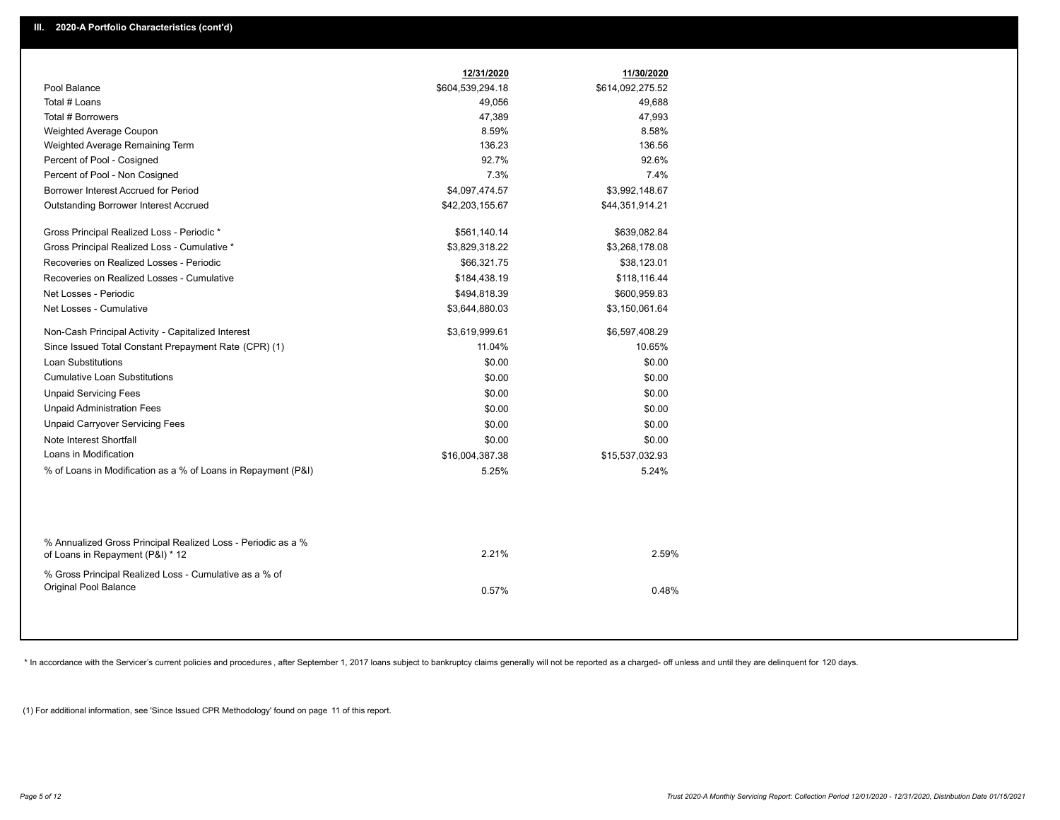## III. 2020-A Portfolio Characteristics (cont'd)

| | 12/31/2020 | 11/30/2020 |
|---|---|---|
| Pool Balance | $604,539,294.18 | $614,092,275.52 |
| Total # Loans | 49,056 | 49,688 |
| Total # Borrowers | 47,389 | 47,993 |
| Weighted Average Coupon | 8.59% | 8.58% |
| Weighted Average Remaining Term | 136.23 | 136.56 |
| Percent of Pool - Cosigned | 92.7% | 92.6% |
| Percent of Pool - Non Cosigned | 7.3% | 7.4% |
| Borrower Interest Accrued for Period | $4,097,474.57 | $3,992,148.67 |
| Outstanding Borrower Interest Accrued | $42,203,155.67 | $44,351,914.21 |
| Gross Principal Realized Loss - Periodic * | $561,140.14 | $639,082.84 |
| Gross Principal Realized Loss - Cumulative * | $3,829,318.22 | $3,268,178.08 |
| Recoveries on Realized Losses - Periodic | $66,321.75 | $38,123.01 |
| Recoveries on Realized Losses - Cumulative | $184,438.19 | $118,116.44 |
| Net Losses - Periodic | $494,818.39 | $600,959.83 |
| Net Losses - Cumulative | $3,644,880.03 | $3,150,061.64 |
| Non-Cash Principal Activity - Capitalized Interest | $3,619,999.61 | $6,597,408.29 |
| Since Issued Total Constant Prepayment Rate (CPR) (1) | 11.04% | 10.65% |
| Loan Substitutions | $0.00 | $0.00 |
| Cumulative Loan Substitutions | $0.00 | $0.00 |
| Unpaid Servicing Fees | $0.00 | $0.00 |
| Unpaid Administration Fees | $0.00 | $0.00 |
| Unpaid Carryover Servicing Fees | $0.00 | $0.00 |
| Note Interest Shortfall | $0.00 | $0.00 |
| Loans in Modification | $16,004,387.38 | $15,537,032.93 |
| % of Loans in Modification as a % of Loans in Repayment (P&I) | 5.25% | 5.24% |
| % Annualized Gross Principal Realized Loss - Periodic as a % of Loans in Repayment (P&I) * 12 | 2.21% | 2.59% |
| % Gross Principal Realized Loss - Cumulative as a % of Original Pool Balance | 0.57% | 0.48% |

* In accordance with the Servicer's current policies and procedures, after September 1, 2017 loans subject to bankruptcy claims generally will not be reported as a charged- off unless and until they are delinquent for 120 days.

(1) For additional information, see 'Since Issued CPR Methodology' found on page 11 of this report.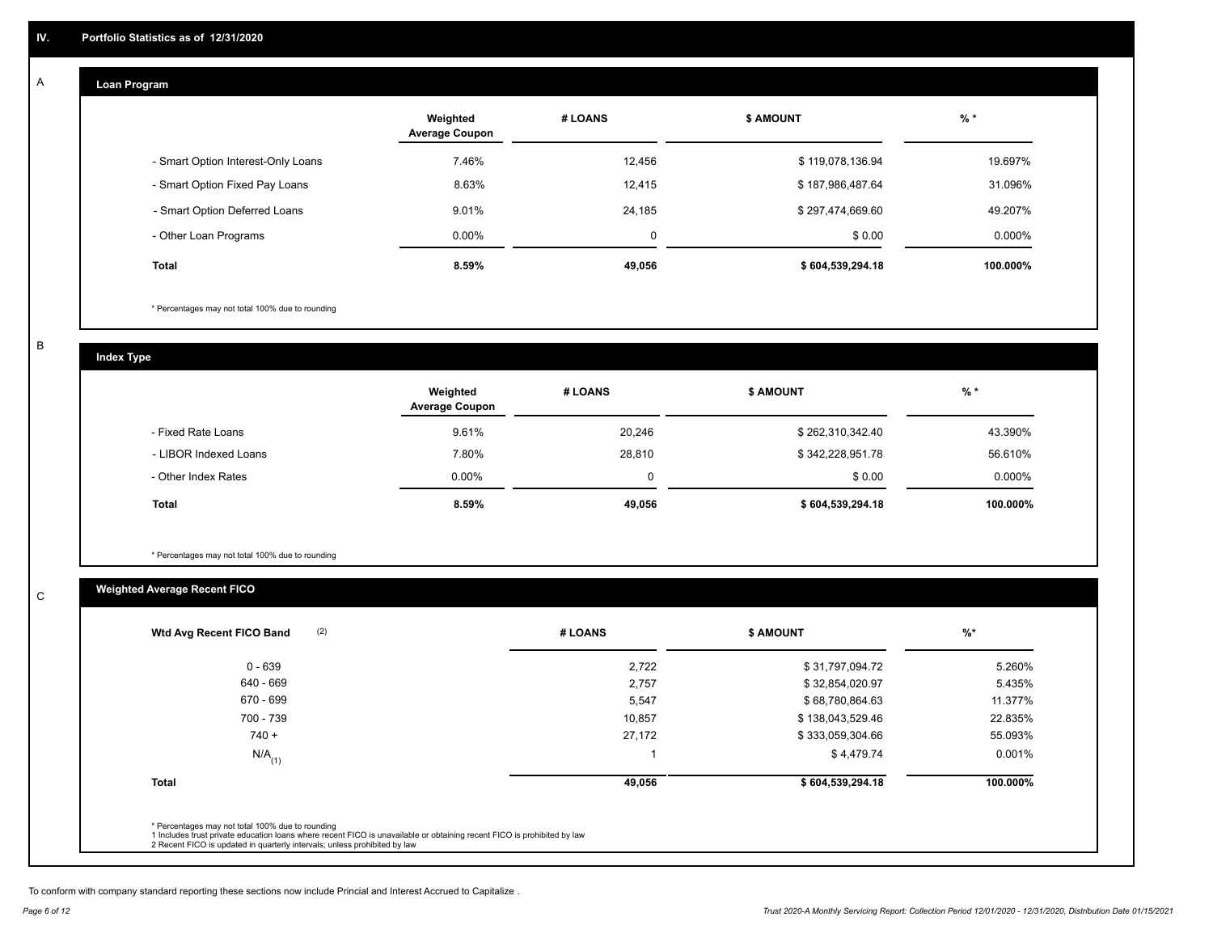## IV. Portfolio Statistics as of 12/31/2020

### A

#### Loan Program

| | Weighted Average Coupon | # LOANS | $ AMOUNT | % * |
|---|---|---|---|---|
| - Smart Option Interest-Only Loans | 7.46% | 12,456 | $ 119,078,136.94 | 19.697% |
| - Smart Option Fixed Pay Loans | 8.63% | 12,415 | $ 187,986,487.64 | 31.096% |
| - Smart Option Deferred Loans | 9.01% | 24,185 | $ 297,474,669.60 | 49.207% |
| - Other Loan Programs | 0.00% | 0 | $ 0.00 | 0.000% |
| **Total** | **8.59%** | **49,056** | **$ 604,539,294.18** | **100.000%** |

\* Percentages may not total 100% due to rounding

### B

#### Index Type

| | Weighted Average Coupon | # LOANS | $ AMOUNT | % * |
|---|---|---|---|---|
| - Fixed Rate Loans | 9.61% | 20,246 | $ 262,310,342.40 | 43.390% |
| - LIBOR Indexed Loans | 7.80% | 28,810 | $ 342,228,951.78 | 56.610% |
| - Other Index Rates | 0.00% | 0 | $ 0.00 | 0.000% |
| **Total** | **8.59%** | **49,056** | **$ 604,539,294.18** | **100.000%** |

\* Percentages may not total 100% due to rounding

### C

#### Weighted Average Recent FICO

| Wtd Avg Recent FICO Band (2) | # LOANS | $ AMOUNT | %* |
|---|---|---|---|
| 0 - 639 | 2,722 | $ 31,797,094.72 | 5.260% |
| 640 - 669 | 2,757 | $ 32,854,020.97 | 5.435% |
| 670 - 699 | 5,547 | $ 68,780,864.63 | 11.377% |
| 700 - 739 | 10,857 | $ 138,043,529.46 | 22.835% |
| 740 + | 27,172 | $ 333,059,304.66 | 55.093% |
| N/A (1) | 1 | $ 4,479.74 | 0.001% |
| **Total** | **49,056** | **$ 604,539,294.18** | **100.000%** |

\* Percentages may not total 100% due to rounding
1 Includes trust private education loans where recent FICO is unavailable or obtaining recent FICO is prohibited by law
2 Recent FICO is updated in quarterly intervals; unless prohibited by law

To conform with company standard reporting these sections now include Princial and Interest Accrued to Capitalize .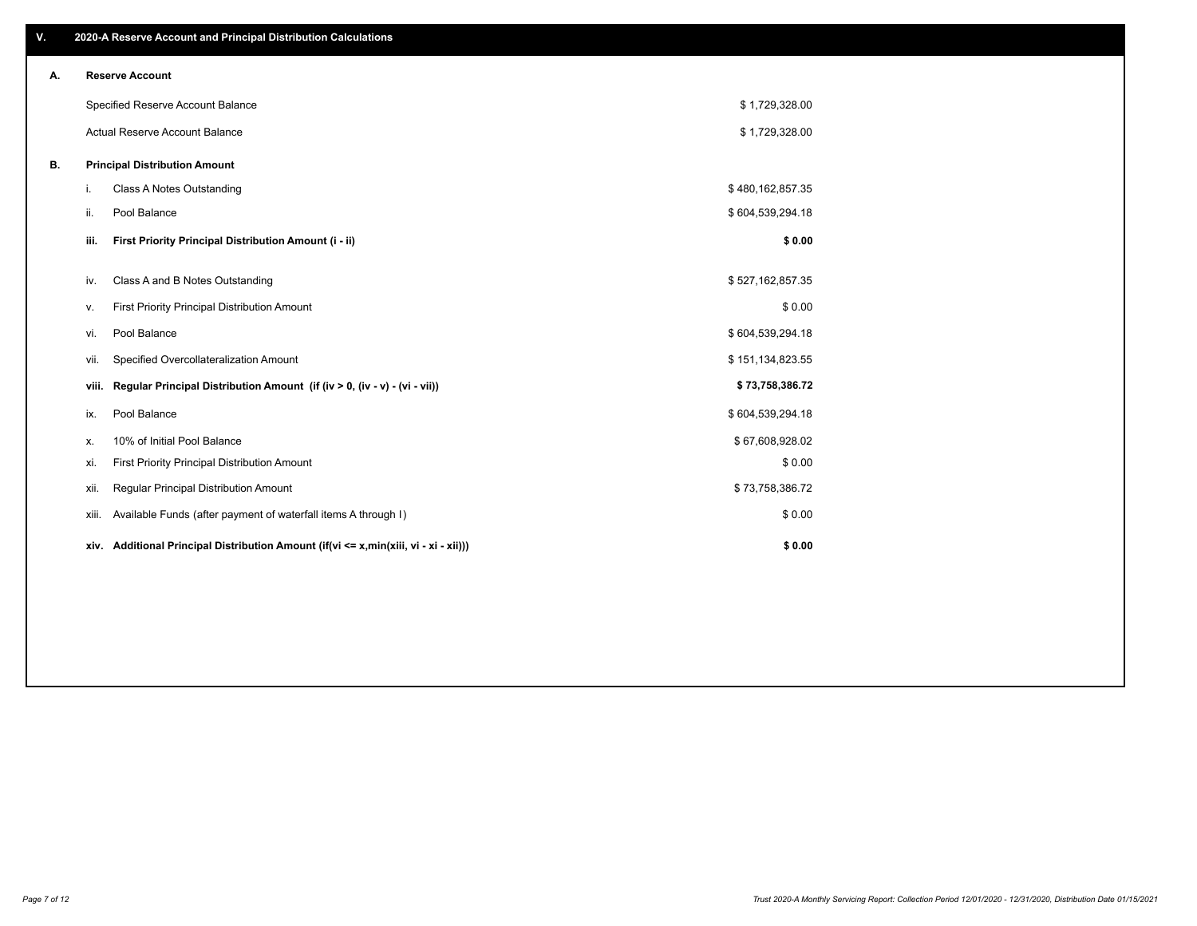## V. 2020-A Reserve Account and Principal Distribution Calculations

### A. Reserve Account

| | |
|---|---|
| Specified Reserve Account Balance | $ 1,729,328.00 |
| Actual Reserve Account Balance | $ 1,729,328.00 |

### B. Principal Distribution Amount

| | | |
|---|---|---|
| i. | Class A Notes Outstanding | $ 480,162,857.35 |
| ii. | Pool Balance | $ 604,539,294.18 |
| **iii.** | **First Priority Principal Distribution Amount (i - ii)** | **$ 0.00** |
| iv. | Class A and B Notes Outstanding | $ 527,162,857.35 |
| v. | First Priority Principal Distribution Amount | $ 0.00 |
| vi. | Pool Balance | $ 604,539,294.18 |
| vii. | Specified Overcollateralization Amount | $ 151,134,823.55 |
| **viii.** | **Regular Principal Distribution Amount (if (iv > 0, (iv - v) - (vi - vii))** | **$ 73,758,386.72** |
| ix. | Pool Balance | $ 604,539,294.18 |
| x. | 10% of Initial Pool Balance | $ 67,608,928.02 |
| xi. | First Priority Principal Distribution Amount | $ 0.00 |
| xii. | Regular Principal Distribution Amount | $ 73,758,386.72 |
| xiii. | Available Funds (after payment of waterfall items A through I) | $ 0.00 |
| **xiv.** | **Additional Principal Distribution Amount (if(vi <= x,min(xiii, vi - xi - xii)))** | **$ 0.00** |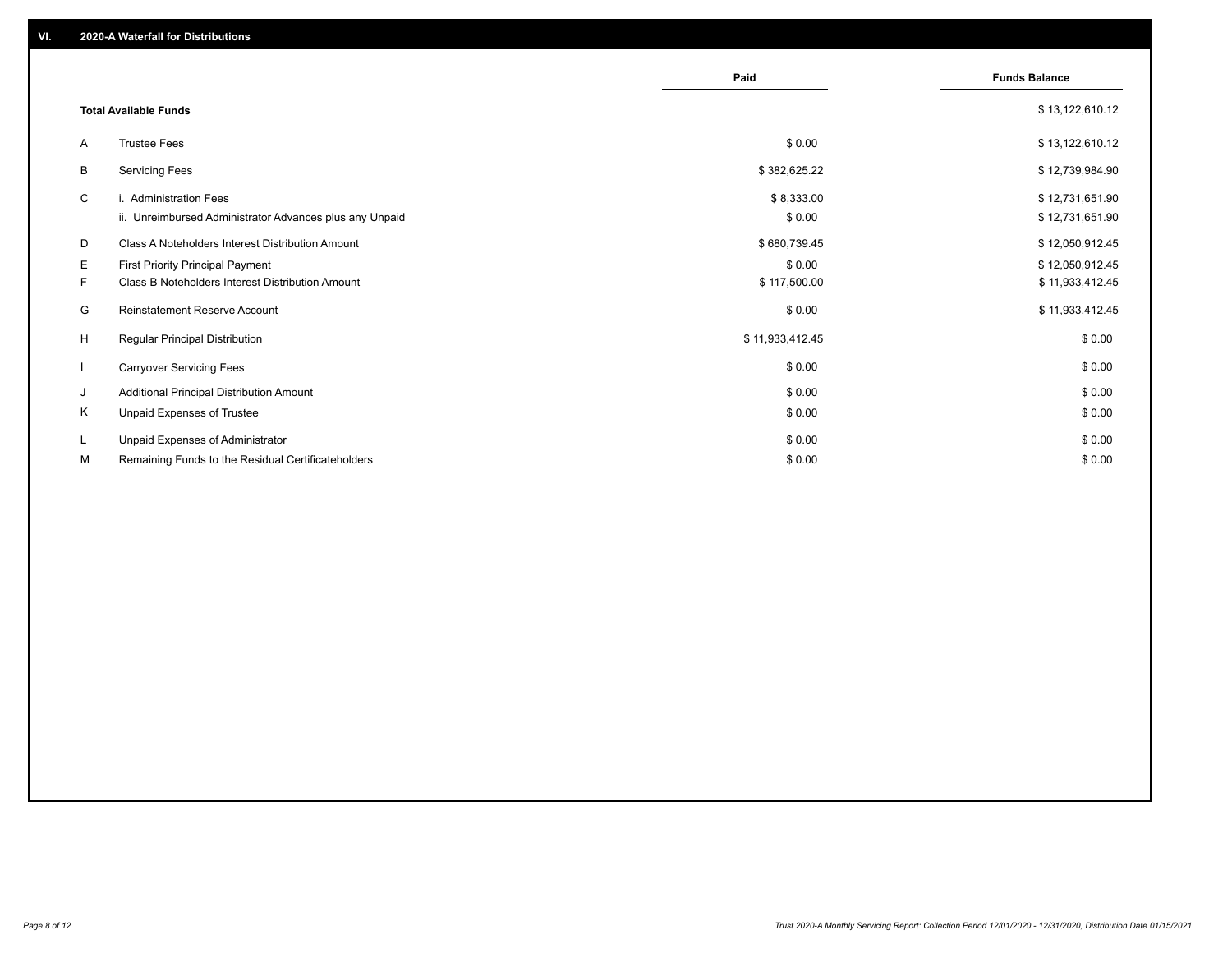## VI. 2020-A Waterfall for Distributions

| | | Paid | Funds Balance |
|---|---|---|---|
| | **Total Available Funds** | | $ 13,122,610.12 |
| A | Trustee Fees | $ 0.00 | $ 13,122,610.12 |
| B | Servicing Fees | $ 382,625.22 | $ 12,739,984.90 |
| C | i. Administration Fees | $ 8,333.00 | $ 12,731,651.90 |
| | ii. Unreimbursed Administrator Advances plus any Unpaid | $ 0.00 | $ 12,731,651.90 |
| D | Class A Noteholders Interest Distribution Amount | $ 680,739.45 | $ 12,050,912.45 |
| E | First Priority Principal Payment | $ 0.00 | $ 12,050,912.45 |
| F | Class B Noteholders Interest Distribution Amount | $ 117,500.00 | $ 11,933,412.45 |
| G | Reinstatement Reserve Account | $ 0.00 | $ 11,933,412.45 |
| H | Regular Principal Distribution | $ 11,933,412.45 | $ 0.00 |
| I | Carryover Servicing Fees | $ 0.00 | $ 0.00 |
| J | Additional Principal Distribution Amount | $ 0.00 | $ 0.00 |
| K | Unpaid Expenses of Trustee | $ 0.00 | $ 0.00 |
| L | Unpaid Expenses of Administrator | $ 0.00 | $ 0.00 |
| M | Remaining Funds to the Residual Certificateholders | $ 0.00 | $ 0.00 |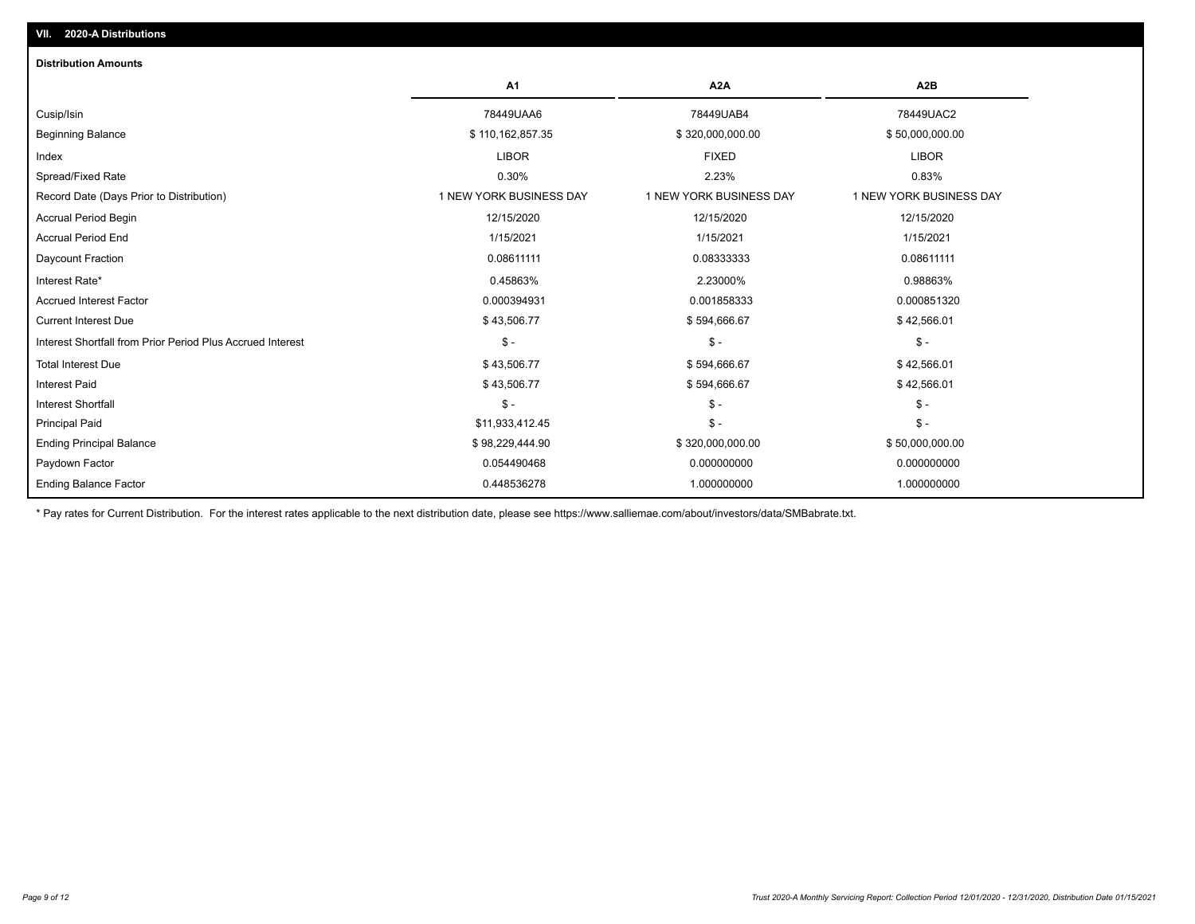## VII. 2020-A Distributions

### Distribution Amounts

| | A1 | A2A | A2B |
|---|---|---|---|
| Cusip/Isin | 78449UAA6 | 78449UAB4 | 78449UAC2 |
| Beginning Balance | $ 110,162,857.35 | $ 320,000,000.00 | $ 50,000,000.00 |
| Index | LIBOR | FIXED | LIBOR |
| Spread/Fixed Rate | 0.30% | 2.23% | 0.83% |
| Record Date (Days Prior to Distribution) | 1 NEW YORK BUSINESS DAY | 1 NEW YORK BUSINESS DAY | 1 NEW YORK BUSINESS DAY |
| Accrual Period Begin | 12/15/2020 | 12/15/2020 | 12/15/2020 |
| Accrual Period End | 1/15/2021 | 1/15/2021 | 1/15/2021 |
| Daycount Fraction | 0.08611111 | 0.08333333 | 0.08611111 |
| Interest Rate* | 0.45863% | 2.23000% | 0.98863% |
| Accrued Interest Factor | 0.000394931 | 0.001858333 | 0.000851320 |
| Current Interest Due | $ 43,506.77 | $ 594,666.67 | $ 42,566.01 |
| Interest Shortfall from Prior Period Plus Accrued Interest | $ - | $ - | $ - |
| Total Interest Due | $ 43,506.77 | $ 594,666.67 | $ 42,566.01 |
| Interest Paid | $ 43,506.77 | $ 594,666.67 | $ 42,566.01 |
| Interest Shortfall | $ - | $ - | $ - |
| Principal Paid | $11,933,412.45 | $ - | $ - |
| Ending Principal Balance | $ 98,229,444.90 | $ 320,000,000.00 | $ 50,000,000.00 |
| Paydown Factor | 0.054490468 | 0.000000000 | 0.000000000 |
| Ending Balance Factor | 0.448536278 | 1.000000000 | 1.000000000 |

* Pay rates for Current Distribution. For the interest rates applicable to the next distribution date, please see https://www.salliemae.com/about/investors/data/SMBabrate.txt.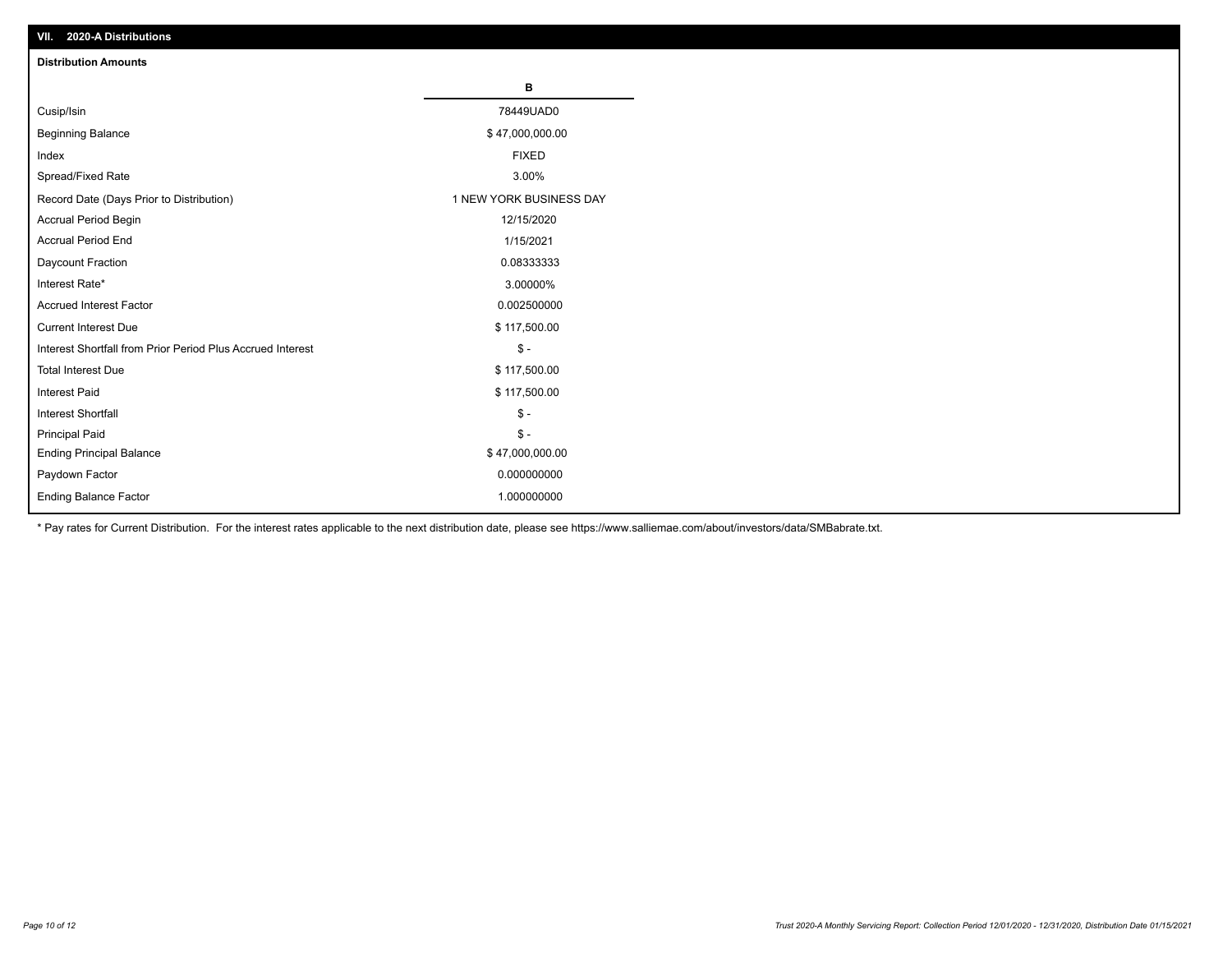## VII. 2020-A Distributions

### Distribution Amounts

| | B |
|---|---|
| Cusip/Isin | 78449UAD0 |
| Beginning Balance | $ 47,000,000.00 |
| Index | FIXED |
| Spread/Fixed Rate | 3.00% |
| Record Date (Days Prior to Distribution) | 1 NEW YORK BUSINESS DAY |
| Accrual Period Begin | 12/15/2020 |
| Accrual Period End | 1/15/2021 |
| Daycount Fraction | 0.08333333 |
| Interest Rate* | 3.00000% |
| Accrued Interest Factor | 0.002500000 |
| Current Interest Due | $ 117,500.00 |
| Interest Shortfall from Prior Period Plus Accrued Interest | $ - |
| Total Interest Due | $ 117,500.00 |
| Interest Paid | $ 117,500.00 |
| Interest Shortfall | $ - |
| Principal Paid | $ - |
| Ending Principal Balance | $ 47,000,000.00 |
| Paydown Factor | 0.000000000 |
| Ending Balance Factor | 1.000000000 |

* Pay rates for Current Distribution. For the interest rates applicable to the next distribution date, please see https://www.salliemae.com/about/investors/data/SMBabrate.txt.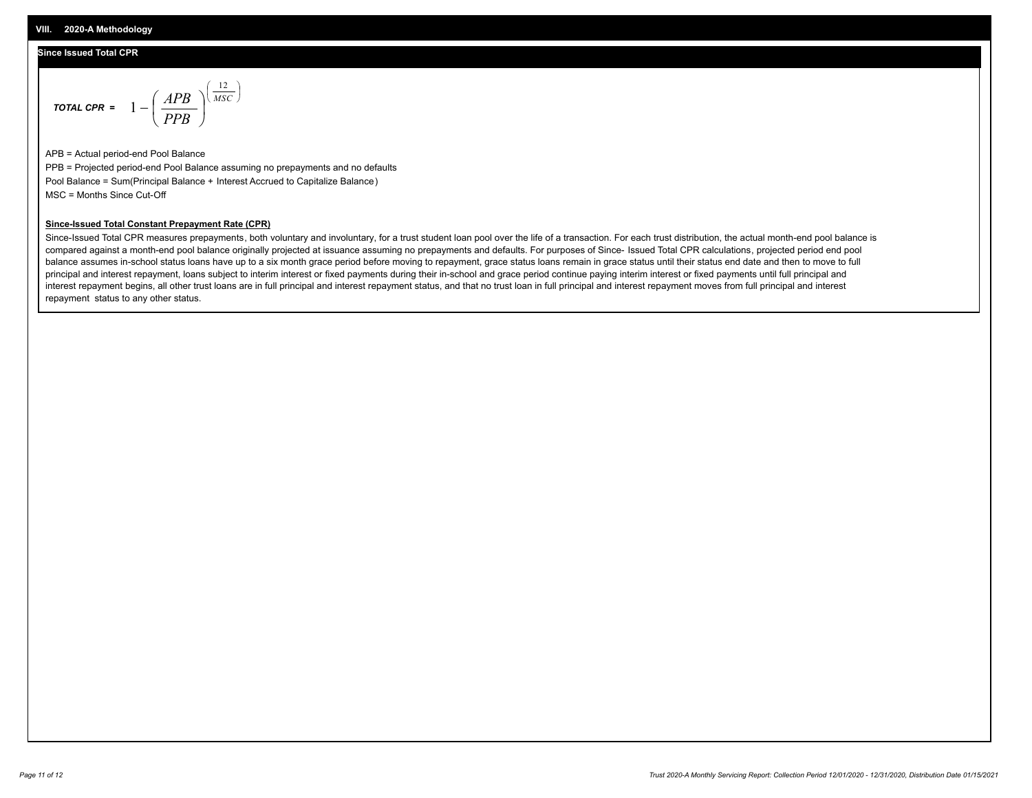## VIII. 2020-A Methodology

### Since Issued Total CPR

$$\textit{TOTAL CPR} = 1 - \left( \frac{APB}{PPB} \right)^{\left( \frac{12}{MSC} \right)}$$

APB = Actual period-end Pool Balance

PPB = Projected period-end Pool Balance assuming no prepayments and no defaults

Pool Balance = Sum(Principal Balance + Interest Accrued to Capitalize Balance)

MSC = Months Since Cut-Off

**Since-Issued Total Constant Prepayment Rate (CPR)**

Since-Issued Total CPR measures prepayments, both voluntary and involuntary, for a trust student loan pool over the life of a transaction. For each trust distribution, the actual month-end pool balance is compared against a month-end pool balance originally projected at issuance assuming no prepayments and defaults. For purposes of Since- Issued Total CPR calculations, projected period end pool balance assumes in-school status loans have up to a six month grace period before moving to repayment, grace status loans remain in grace status until their status end date and then to move to full principal and interest repayment, loans subject to interim interest or fixed payments during their in-school and grace period continue paying interim interest or fixed payments until full principal and interest repayment begins, all other trust loans are in full principal and interest repayment status, and that no trust loan in full principal and interest repayment moves from full principal and interest repayment status to any other status.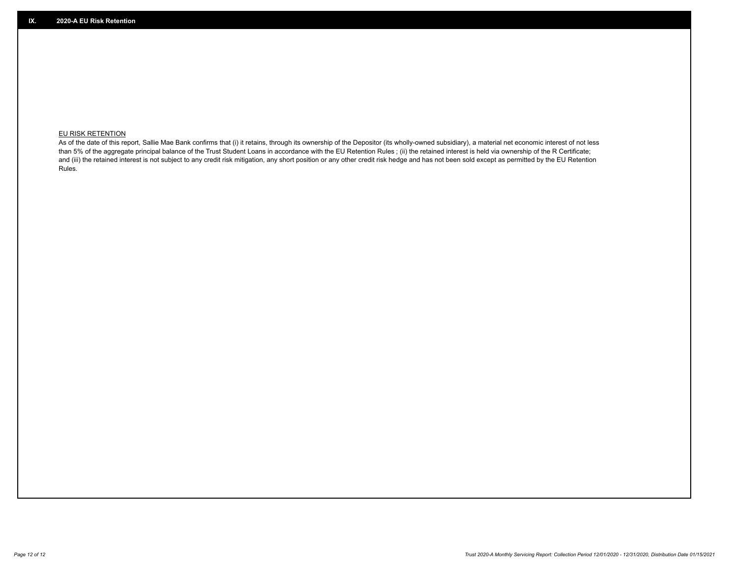## IX. 2020-A EU Risk Retention

EU RISK RETENTION

As of the date of this report, Sallie Mae Bank confirms that (i) it retains, through its ownership of the Depositor (its wholly-owned subsidiary), a material net economic interest of not less than 5% of the aggregate principal balance of the Trust Student Loans in accordance with the EU Retention Rules ; (ii) the retained interest is held via ownership of the R Certificate; and (iii) the retained interest is not subject to any credit risk mitigation, any short position or any other credit risk hedge and has not been sold except as permitted by the EU Retention Rules.